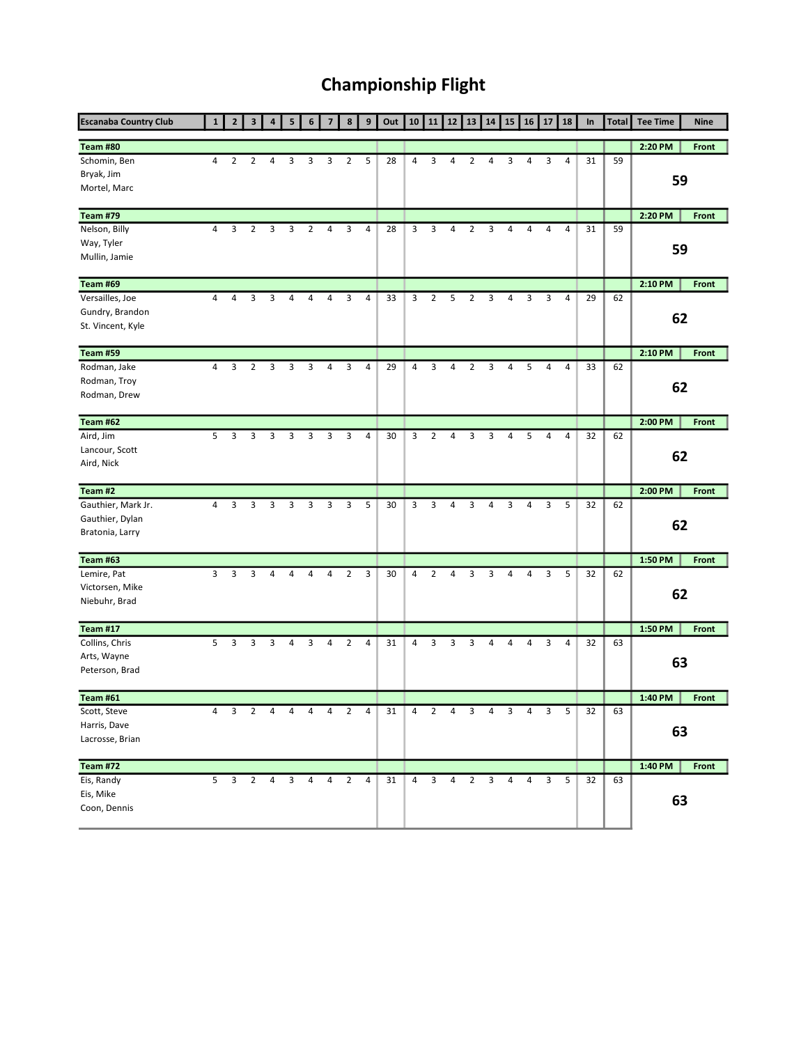# Championship Flight

| Escanaba Country Club | 1 | 2 | 3 | 4 | 5 | 6 | 7 | 8 | 9 | Out | 10 | 11 | 12 | 13 | 14 | 15 | 16 | 17 | 18 | In | Total | Tee Time | Nine |
|---|---|---|---|---|---|---|---|---|---|---|---|---|---|---|---|---|---|---|---|---|---|---|---|
| **Team #80** | | | | | | | | | | | | | | | | | | | | | | **2:20 PM** | **Front** |
| Schomin, Ben | 4 | 2 | 2 | 4 | 3 | 3 | 3 | 2 | 5 | 28 | 4 | 3 | 4 | 2 | 4 | 3 | 4 | 3 | 4 | 31 | 59 | | |
| Bryak, Jim | | | | | | | | | | | | | | | | | | | | | | **59** | |
| Mortel, Marc | | | | | | | | | | | | | | | | | | | | | | | |
| **Team #79** | | | | | | | | | | | | | | | | | | | | | | **2:20 PM** | **Front** |
| Nelson, Billy | 4 | 3 | 2 | 3 | 3 | 2 | 4 | 3 | 4 | 28 | 3 | 3 | 4 | 2 | 3 | 4 | 4 | 4 | 4 | 31 | 59 | | |
| Way, Tyler | | | | | | | | | | | | | | | | | | | | | | **59** | |
| Mullin, Jamie | | | | | | | | | | | | | | | | | | | | | | | |
| **Team #69** | | | | | | | | | | | | | | | | | | | | | | **2:10 PM** | **Front** |
| Versailles, Joe | 4 | 4 | 3 | 3 | 4 | 4 | 4 | 3 | 4 | 33 | 3 | 2 | 5 | 2 | 3 | 4 | 3 | 3 | 4 | 29 | 62 | | |
| Gundry, Brandon | | | | | | | | | | | | | | | | | | | | | | **62** | |
| St. Vincent, Kyle | | | | | | | | | | | | | | | | | | | | | | | |
| **Team #59** | | | | | | | | | | | | | | | | | | | | | | **2:10 PM** | **Front** |
| Rodman, Jake | 4 | 3 | 2 | 3 | 3 | 3 | 4 | 3 | 4 | 29 | 4 | 3 | 4 | 2 | 3 | 4 | 5 | 4 | 4 | 33 | 62 | | |
| Rodman, Troy | | | | | | | | | | | | | | | | | | | | | | **62** | |
| Rodman, Drew | | | | | | | | | | | | | | | | | | | | | | | |
| **Team #62** | | | | | | | | | | | | | | | | | | | | | | **2:00 PM** | **Front** |
| Aird, Jim | 5 | 3 | 3 | 3 | 3 | 3 | 3 | 3 | 4 | 30 | 3 | 2 | 4 | 3 | 3 | 4 | 5 | 4 | 4 | 32 | 62 | | |
| Lancour, Scott | | | | | | | | | | | | | | | | | | | | | | **62** | |
| Aird, Nick | | | | | | | | | | | | | | | | | | | | | | | |
| **Team #2** | | | | | | | | | | | | | | | | | | | | | | **2:00 PM** | **Front** |
| Gauthier, Mark Jr. | 4 | 3 | 3 | 3 | 3 | 3 | 3 | 3 | 5 | 30 | 3 | 3 | 4 | 3 | 4 | 3 | 4 | 3 | 5 | 32 | 62 | | |
| Gauthier, Dylan | | | | | | | | | | | | | | | | | | | | | | **62** | |
| Bratonia, Larry | | | | | | | | | | | | | | | | | | | | | | | |
| **Team #63** | | | | | | | | | | | | | | | | | | | | | | **1:50 PM** | **Front** |
| Lemire, Pat | 3 | 3 | 3 | 4 | 4 | 4 | 4 | 2 | 3 | 30 | 4 | 2 | 4 | 3 | 3 | 4 | 4 | 3 | 5 | 32 | 62 | | |
| Victorsen, Mike | | | | | | | | | | | | | | | | | | | | | | **62** | |
| Niebuhr, Brad | | | | | | | | | | | | | | | | | | | | | | | |
| **Team #17** | | | | | | | | | | | | | | | | | | | | | | **1:50 PM** | **Front** |
| Collins, Chris | 5 | 3 | 3 | 3 | 4 | 3 | 4 | 2 | 4 | 31 | 4 | 3 | 3 | 3 | 4 | 4 | 4 | 3 | 4 | 32 | 63 | | |
| Arts, Wayne | | | | | | | | | | | | | | | | | | | | | | **63** | |
| Peterson, Brad | | | | | | | | | | | | | | | | | | | | | | | |
| **Team #61** | | | | | | | | | | | | | | | | | | | | | | **1:40 PM** | **Front** |
| Scott, Steve | 4 | 3 | 2 | 4 | 4 | 4 | 4 | 2 | 4 | 31 | 4 | 2 | 4 | 3 | 4 | 3 | 4 | 3 | 5 | 32 | 63 | | |
| Harris, Dave | | | | | | | | | | | | | | | | | | | | | | **63** | |
| Lacrosse, Brian | | | | | | | | | | | | | | | | | | | | | | | |
| **Team #72** | | | | | | | | | | | | | | | | | | | | | | **1:40 PM** | **Front** |
| Eis, Randy | 5 | 3 | 2 | 4 | 3 | 4 | 4 | 2 | 4 | 31 | 4 | 3 | 4 | 2 | 3 | 4 | 4 | 3 | 5 | 32 | 63 | | |
| Eis, Mike | | | | | | | | | | | | | | | | | | | | | | **63** | |
| Coon, Dennis | | | | | | | | | | | | | | | | | | | | | | | |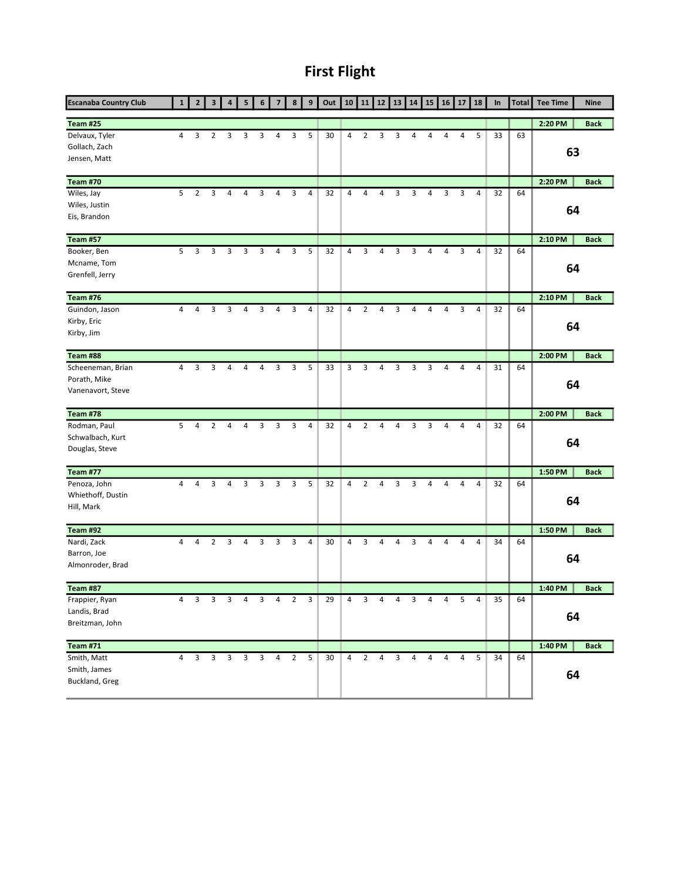# First Flight

| Escanaba Country Club | 1 | 2 | 3 | 4 | 5 | 6 | 7 | 8 | 9 | Out | 10 | 11 | 12 | 13 | 14 | 15 | 16 | 17 | 18 | In | Total | Tee Time | Nine |
|---|---|---|---|---|---|---|---|---|---|---|---|---|---|---|---|---|---|---|---|---|---|---|---|
| **Team #25** | | | | | | | | | | | | | | | | | | | | | | 2:20 PM | Back |
| Delvaux, Tyler | 4 | 3 | 2 | 3 | 3 | 3 | 4 | 3 | 5 | 30 | 4 | 2 | 3 | 3 | 4 | 4 | 4 | 4 | 5 | 33 | 63 | **63** | |
| Gollach, Zach | | | | | | | | | | | | | | | | | | | | | | | |
| Jensen, Matt | | | | | | | | | | | | | | | | | | | | | | | |
| **Team #70** | | | | | | | | | | | | | | | | | | | | | | 2:20 PM | Back |
| Wiles, Jay | 5 | 2 | 3 | 4 | 4 | 3 | 4 | 3 | 4 | 32 | 4 | 4 | 4 | 3 | 3 | 4 | 3 | 3 | 4 | 32 | 64 | **64** | |
| Wiles, Justin | | | | | | | | | | | | | | | | | | | | | | | |
| Eis, Brandon | | | | | | | | | | | | | | | | | | | | | | | |
| **Team #57** | | | | | | | | | | | | | | | | | | | | | | 2:10 PM | Back |
| Booker, Ben | 5 | 3 | 3 | 3 | 3 | 3 | 4 | 3 | 5 | 32 | 4 | 3 | 4 | 3 | 3 | 4 | 4 | 3 | 4 | 32 | 64 | **64** | |
| Mcname, Tom | | | | | | | | | | | | | | | | | | | | | | | |
| Grenfell, Jerry | | | | | | | | | | | | | | | | | | | | | | | |
| **Team #76** | | | | | | | | | | | | | | | | | | | | | | 2:10 PM | Back |
| Guindon, Jason | 4 | 4 | 3 | 3 | 4 | 3 | 4 | 3 | 4 | 32 | 4 | 2 | 4 | 3 | 4 | 4 | 4 | 3 | 4 | 32 | 64 | **64** | |
| Kirby, Eric | | | | | | | | | | | | | | | | | | | | | | | |
| Kirby, Jim | | | | | | | | | | | | | | | | | | | | | | | |
| **Team #88** | | | | | | | | | | | | | | | | | | | | | | 2:00 PM | Back |
| Scheeneman, Brian | 4 | 3 | 3 | 4 | 4 | 4 | 3 | 3 | 5 | 33 | 3 | 3 | 4 | 3 | 3 | 3 | 4 | 4 | 4 | 31 | 64 | **64** | |
| Porath, Mike | | | | | | | | | | | | | | | | | | | | | | | |
| Vanenavort, Steve | | | | | | | | | | | | | | | | | | | | | | | |
| **Team #78** | | | | | | | | | | | | | | | | | | | | | | 2:00 PM | Back |
| Rodman, Paul | 5 | 4 | 2 | 4 | 4 | 3 | 3 | 3 | 4 | 32 | 4 | 2 | 4 | 4 | 3 | 3 | 4 | 4 | 4 | 32 | 64 | **64** | |
| Schwalbach, Kurt | | | | | | | | | | | | | | | | | | | | | | | |
| Douglas, Steve | | | | | | | | | | | | | | | | | | | | | | | |
| **Team #77** | | | | | | | | | | | | | | | | | | | | | | 1:50 PM | Back |
| Penoza, John | 4 | 4 | 3 | 4 | 3 | 3 | 3 | 3 | 5 | 32 | 4 | 2 | 4 | 3 | 3 | 4 | 4 | 4 | 4 | 32 | 64 | **64** | |
| Whiethoff, Dustin | | | | | | | | | | | | | | | | | | | | | | | |
| Hill, Mark | | | | | | | | | | | | | | | | | | | | | | | |
| **Team #92** | | | | | | | | | | | | | | | | | | | | | | 1:50 PM | Back |
| Nardi, Zack | 4 | 4 | 2 | 3 | 4 | 3 | 3 | 3 | 4 | 30 | 4 | 3 | 4 | 4 | 3 | 4 | 4 | 4 | 4 | 34 | 64 | **64** | |
| Barron, Joe | | | | | | | | | | | | | | | | | | | | | | | |
| Almonroder, Brad | | | | | | | | | | | | | | | | | | | | | | | |
| **Team #87** | | | | | | | | | | | | | | | | | | | | | | 1:40 PM | Back |
| Frappier, Ryan | 4 | 3 | 3 | 3 | 4 | 3 | 4 | 2 | 3 | 29 | 4 | 3 | 4 | 4 | 3 | 4 | 4 | 5 | 4 | 35 | 64 | **64** | |
| Landis, Brad | | | | | | | | | | | | | | | | | | | | | | | |
| Breitzman, John | | | | | | | | | | | | | | | | | | | | | | | |
| **Team #71** | | | | | | | | | | | | | | | | | | | | | | 1:40 PM | Back |
| Smith, Matt | 4 | 3 | 3 | 3 | 3 | 3 | 4 | 2 | 5 | 30 | 4 | 2 | 4 | 3 | 4 | 4 | 4 | 4 | 5 | 34 | 64 | **64** | |
| Smith, James | | | | | | | | | | | | | | | | | | | | | | | |
| Buckland, Greg | | | | | | | | | | | | | | | | | | | | | | | |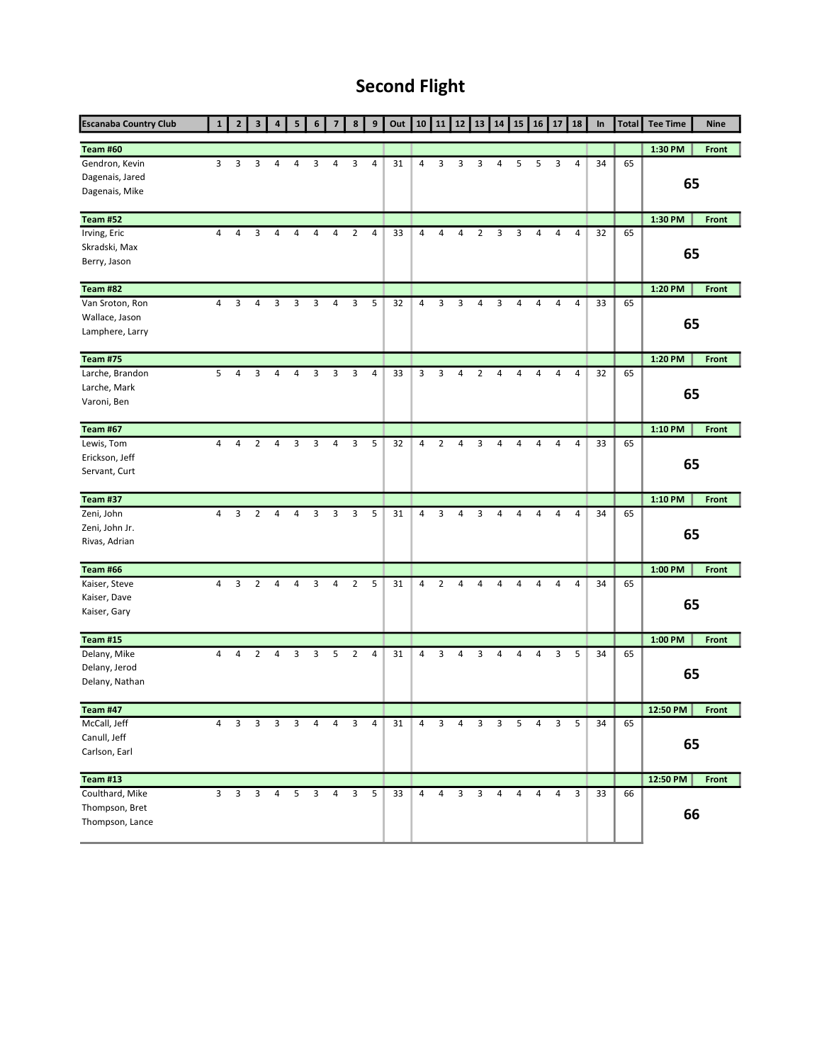# Second Flight

| Escanaba Country Club | 1 | 2 | 3 | 4 | 5 | 6 | 7 | 8 | 9 | Out | 10 | 11 | 12 | 13 | 14 | 15 | 16 | 17 | 18 | In | Total | Tee Time | Nine |
|---|---|---|---|---|---|---|---|---|---|---|---|---|---|---|---|---|---|---|---|---|---|---|---|
| **Team #60** | | | | | | | | | | | | | | | | | | | | | | **1:30 PM** | **Front** |
| Gendron, Kevin | 3 | 3 | 3 | 4 | 4 | 3 | 4 | 3 | 4 | 31 | 4 | 3 | 3 | 3 | 4 | 5 | 5 | 3 | 4 | 34 | 65 | **65** | |
| Dagenais, Jared | | | | | | | | | | | | | | | | | | | | | | | |
| Dagenais, Mike | | | | | | | | | | | | | | | | | | | | | | | |
| **Team #52** | | | | | | | | | | | | | | | | | | | | | | **1:30 PM** | **Front** |
| Irving, Eric | 4 | 4 | 3 | 4 | 4 | 4 | 4 | 2 | 4 | 33 | 4 | 4 | 4 | 2 | 3 | 3 | 4 | 4 | 4 | 32 | 65 | **65** | |
| Skradski, Max | | | | | | | | | | | | | | | | | | | | | | | |
| Berry, Jason | | | | | | | | | | | | | | | | | | | | | | | |
| **Team #82** | | | | | | | | | | | | | | | | | | | | | | **1:20 PM** | **Front** |
| Van Sroton, Ron | 4 | 3 | 4 | 3 | 3 | 3 | 4 | 3 | 5 | 32 | 4 | 3 | 3 | 4 | 3 | 4 | 4 | 4 | 4 | 33 | 65 | **65** | |
| Wallace, Jason | | | | | | | | | | | | | | | | | | | | | | | |
| Lamphere, Larry | | | | | | | | | | | | | | | | | | | | | | | |
| **Team #75** | | | | | | | | | | | | | | | | | | | | | | **1:20 PM** | **Front** |
| Larche, Brandon | 5 | 4 | 3 | 4 | 4 | 3 | 3 | 3 | 4 | 33 | 3 | 3 | 4 | 2 | 4 | 4 | 4 | 4 | 4 | 32 | 65 | **65** | |
| Larche, Mark | | | | | | | | | | | | | | | | | | | | | | | |
| Varoni, Ben | | | | | | | | | | | | | | | | | | | | | | | |
| **Team #67** | | | | | | | | | | | | | | | | | | | | | | **1:10 PM** | **Front** |
| Lewis, Tom | 4 | 4 | 2 | 4 | 3 | 3 | 4 | 3 | 5 | 32 | 4 | 2 | 4 | 3 | 4 | 4 | 4 | 4 | 4 | 33 | 65 | **65** | |
| Erickson, Jeff | | | | | | | | | | | | | | | | | | | | | | | |
| Servant, Curt | | | | | | | | | | | | | | | | | | | | | | | |
| **Team #37** | | | | | | | | | | | | | | | | | | | | | | **1:10 PM** | **Front** |
| Zeni, John | 4 | 3 | 2 | 4 | 4 | 3 | 3 | 3 | 5 | 31 | 4 | 3 | 4 | 3 | 4 | 4 | 4 | 4 | 4 | 34 | 65 | **65** | |
| Zeni, John Jr. | | | | | | | | | | | | | | | | | | | | | | | |
| Rivas, Adrian | | | | | | | | | | | | | | | | | | | | | | | |
| **Team #66** | | | | | | | | | | | | | | | | | | | | | | **1:00 PM** | **Front** |
| Kaiser, Steve | 4 | 3 | 2 | 4 | 4 | 3 | 4 | 2 | 5 | 31 | 4 | 2 | 4 | 4 | 4 | 4 | 4 | 4 | 4 | 34 | 65 | **65** | |
| Kaiser, Dave | | | | | | | | | | | | | | | | | | | | | | | |
| Kaiser, Gary | | | | | | | | | | | | | | | | | | | | | | | |
| **Team #15** | | | | | | | | | | | | | | | | | | | | | | **1:00 PM** | **Front** |
| Delany, Mike | 4 | 4 | 2 | 4 | 3 | 3 | 5 | 2 | 4 | 31 | 4 | 3 | 4 | 3 | 4 | 4 | 4 | 3 | 5 | 34 | 65 | **65** | |
| Delany, Jerod | | | | | | | | | | | | | | | | | | | | | | | |
| Delany, Nathan | | | | | | | | | | | | | | | | | | | | | | | |
| **Team #47** | | | | | | | | | | | | | | | | | | | | | | **12:50 PM** | **Front** |
| McCall, Jeff | 4 | 3 | 3 | 3 | 3 | 4 | 4 | 3 | 4 | 31 | 4 | 3 | 4 | 3 | 3 | 5 | 4 | 3 | 5 | 34 | 65 | **65** | |
| Canull, Jeff | | | | | | | | | | | | | | | | | | | | | | | |
| Carlson, Earl | | | | | | | | | | | | | | | | | | | | | | | |
| **Team #13** | | | | | | | | | | | | | | | | | | | | | | **12:50 PM** | **Front** |
| Coulthard, Mike | 3 | 3 | 3 | 4 | 5 | 3 | 4 | 3 | 5 | 33 | 4 | 4 | 3 | 3 | 4 | 4 | 4 | 4 | 3 | 33 | 66 | **66** | |
| Thompson, Bret | | | | | | | | | | | | | | | | | | | | | | | |
| Thompson, Lance | | | | | | | | | | | | | | | | | | | | | | | |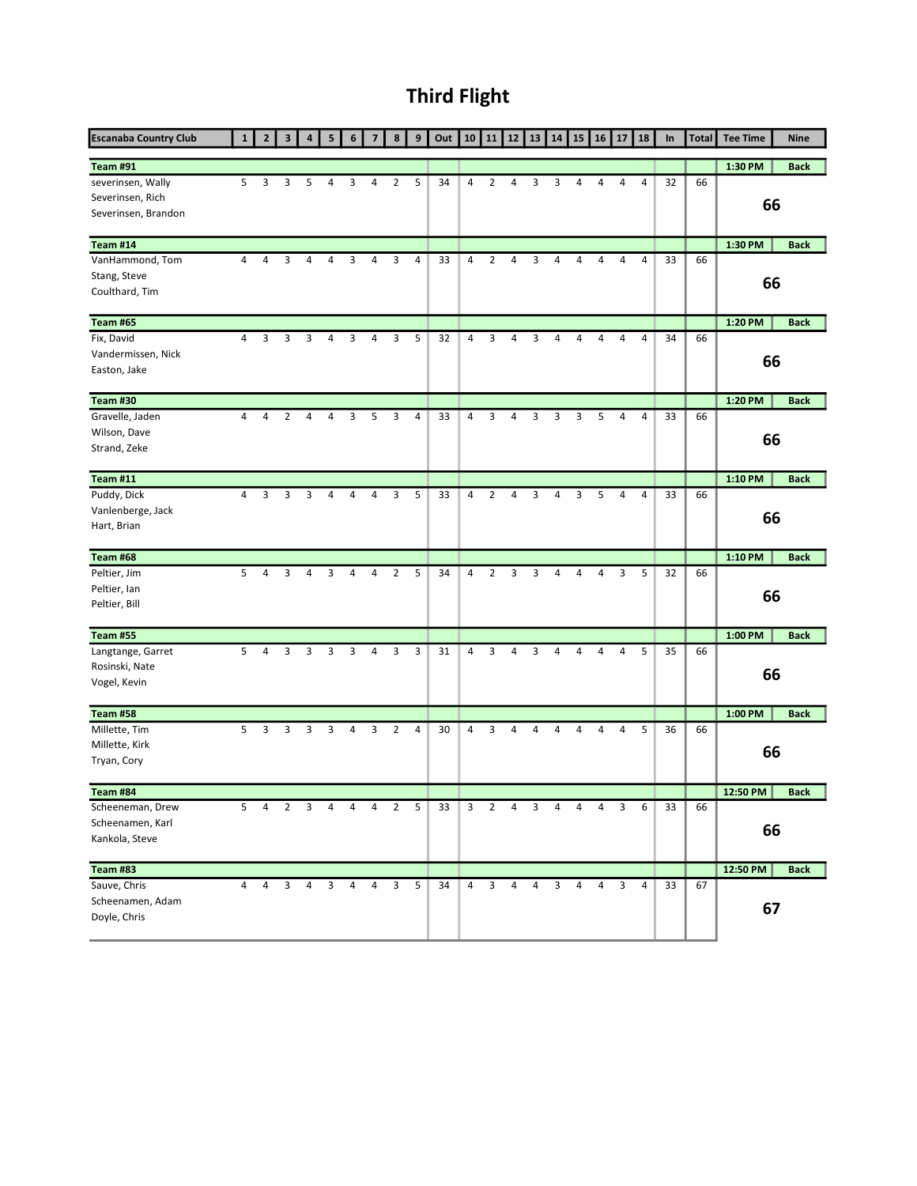# Third Flight

| Escanaba Country Club | 1 | 2 | 3 | 4 | 5 | 6 | 7 | 8 | 9 | Out | 10 | 11 | 12 | 13 | 14 | 15 | 16 | 17 | 18 | In | Total | Tee Time | Nine |
|---|---|---|---|---|---|---|---|---|---|---|---|---|---|---|---|---|---|---|---|---|---|---|---|
| **Team #91** | | | | | | | | | | | | | | | | | | | | | | **1:30 PM** | **Back** |
| severinsen, Wally | 5 | 3 | 3 | 5 | 4 | 3 | 4 | 2 | 5 | 34 | 4 | 2 | 4 | 3 | 3 | 4 | 4 | 4 | 4 | 32 | 66 | **66** | |
| Severinsen, Rich | | | | | | | | | | | | | | | | | | | | | | | |
| Severinsen, Brandon | | | | | | | | | | | | | | | | | | | | | | | |
| **Team #14** | | | | | | | | | | | | | | | | | | | | | | **1:30 PM** | **Back** |
| VanHammond, Tom | 4 | 4 | 3 | 4 | 4 | 3 | 4 | 3 | 4 | 33 | 4 | 2 | 4 | 3 | 4 | 4 | 4 | 4 | 4 | 33 | 66 | **66** | |
| Stang, Steve | | | | | | | | | | | | | | | | | | | | | | | |
| Coulthard, Tim | | | | | | | | | | | | | | | | | | | | | | | |
| **Team #65** | | | | | | | | | | | | | | | | | | | | | | **1:20 PM** | **Back** |
| Fix, David | 4 | 3 | 3 | 3 | 4 | 3 | 4 | 3 | 5 | 32 | 4 | 3 | 4 | 3 | 4 | 4 | 4 | 4 | 4 | 34 | 66 | **66** | |
| Vandermissen, Nick | | | | | | | | | | | | | | | | | | | | | | | |
| Easton, Jake | | | | | | | | | | | | | | | | | | | | | | | |
| **Team #30** | | | | | | | | | | | | | | | | | | | | | | **1:20 PM** | **Back** |
| Gravelle, Jaden | 4 | 4 | 2 | 4 | 4 | 3 | 5 | 3 | 4 | 33 | 4 | 3 | 4 | 3 | 3 | 3 | 5 | 4 | 4 | 33 | 66 | **66** | |
| Wilson, Dave | | | | | | | | | | | | | | | | | | | | | | | |
| Strand, Zeke | | | | | | | | | | | | | | | | | | | | | | | |
| **Team #11** | | | | | | | | | | | | | | | | | | | | | | **1:10 PM** | **Back** |
| Puddy, Dick | 4 | 3 | 3 | 3 | 4 | 4 | 4 | 3 | 5 | 33 | 4 | 2 | 4 | 3 | 4 | 3 | 5 | 4 | 4 | 33 | 66 | **66** | |
| Vanlenberge, Jack | | | | | | | | | | | | | | | | | | | | | | | |
| Hart, Brian | | | | | | | | | | | | | | | | | | | | | | | |
| **Team #68** | | | | | | | | | | | | | | | | | | | | | | **1:10 PM** | **Back** |
| Peltier, Jim | 5 | 4 | 3 | 4 | 3 | 4 | 4 | 2 | 5 | 34 | 4 | 2 | 3 | 3 | 4 | 4 | 4 | 3 | 5 | 32 | 66 | **66** | |
| Peltier, Ian | | | | | | | | | | | | | | | | | | | | | | | |
| Peltier, Bill | | | | | | | | | | | | | | | | | | | | | | | |
| **Team #55** | | | | | | | | | | | | | | | | | | | | | | **1:00 PM** | **Back** |
| Langtange, Garret | 5 | 4 | 3 | 3 | 3 | 3 | 4 | 3 | 3 | 31 | 4 | 3 | 4 | 3 | 4 | 4 | 4 | 4 | 5 | 35 | 66 | **66** | |
| Rosinski, Nate | | | | | | | | | | | | | | | | | | | | | | | |
| Vogel, Kevin | | | | | | | | | | | | | | | | | | | | | | | |
| **Team #58** | | | | | | | | | | | | | | | | | | | | | | **1:00 PM** | **Back** |
| Millette, Tim | 5 | 3 | 3 | 3 | 3 | 4 | 3 | 2 | 4 | 30 | 4 | 3 | 4 | 4 | 4 | 4 | 4 | 4 | 5 | 36 | 66 | **66** | |
| Millette, Kirk | | | | | | | | | | | | | | | | | | | | | | | |
| Tryan, Cory | | | | | | | | | | | | | | | | | | | | | | | |
| **Team #84** | | | | | | | | | | | | | | | | | | | | | | **12:50 PM** | **Back** |
| Scheeneman, Drew | 5 | 4 | 2 | 3 | 4 | 4 | 4 | 2 | 5 | 33 | 3 | 2 | 4 | 3 | 4 | 4 | 4 | 3 | 6 | 33 | 66 | **66** | |
| Scheenamen, Karl | | | | | | | | | | | | | | | | | | | | | | | |
| Kankola, Steve | | | | | | | | | | | | | | | | | | | | | | | |
| **Team #83** | | | | | | | | | | | | | | | | | | | | | | **12:50 PM** | **Back** |
| Sauve, Chris | 4 | 4 | 3 | 4 | 3 | 4 | 4 | 3 | 5 | 34 | 4 | 3 | 4 | 4 | 3 | 4 | 4 | 3 | 4 | 33 | 67 | **67** | |
| Scheenamen, Adam | | | | | | | | | | | | | | | | | | | | | | | |
| Doyle, Chris | | | | | | | | | | | | | | | | | | | | | | | |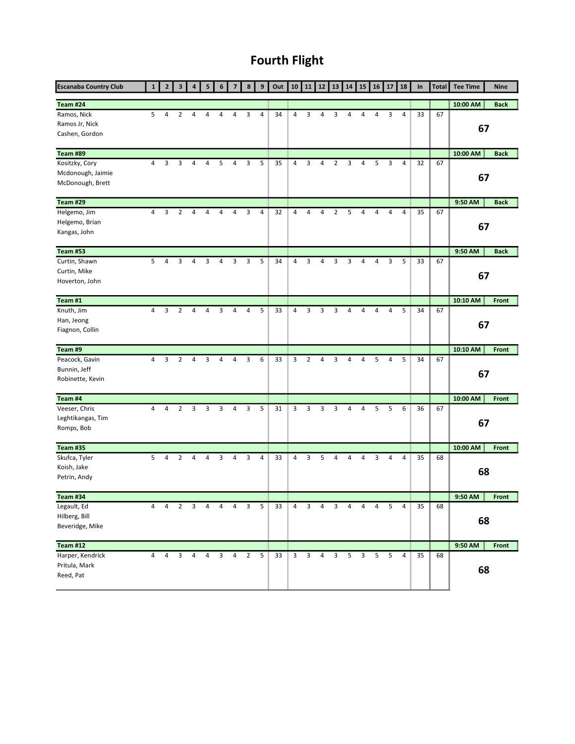# Fourth Flight

| Escanaba Country Club | 1 | 2 | 3 | 4 | 5 | 6 | 7 | 8 | 9 | Out | 10 | 11 | 12 | 13 | 14 | 15 | 16 | 17 | 18 | In | Total | Tee Time | Nine |
|---|---|---|---|---|---|---|---|---|---|---|---|---|---|---|---|---|---|---|---|---|---|---|---|
| **Team #24** | | | | | | | | | | | | | | | | | | | | | | 10:00 AM | Back |
| Ramos, Nick | 5 | 4 | 2 | 4 | 4 | 4 | 4 | 3 | 4 | 34 | 4 | 3 | 4 | 3 | 4 | 4 | 4 | 3 | 4 | 33 | 67 | **67** | |
| Ramos Jr, Nick | | | | | | | | | | | | | | | | | | | | | | | |
| Cashen, Gordon | | | | | | | | | | | | | | | | | | | | | | | |
| **Team #89** | | | | | | | | | | | | | | | | | | | | | | 10:00 AM | Back |
| Kositzky, Cory | 4 | 3 | 3 | 4 | 4 | 5 | 4 | 3 | 5 | 35 | 4 | 3 | 4 | 2 | 3 | 4 | 5 | 3 | 4 | 32 | 67 | **67** | |
| Mcdonough, Jaimie | | | | | | | | | | | | | | | | | | | | | | | |
| McDonough, Brett | | | | | | | | | | | | | | | | | | | | | | | |
| **Team #29** | | | | | | | | | | | | | | | | | | | | | | 9:50 AM | Back |
| Helgemo, Jim | 4 | 3 | 2 | 4 | 4 | 4 | 4 | 3 | 4 | 32 | 4 | 4 | 4 | 2 | 5 | 4 | 4 | 4 | 4 | 35 | 67 | **67** | |
| Helgemo, Brian | | | | | | | | | | | | | | | | | | | | | | | |
| Kangas, John | | | | | | | | | | | | | | | | | | | | | | | |
| **Team #53** | | | | | | | | | | | | | | | | | | | | | | 9:50 AM | Back |
| Curtin, Shawn | 5 | 4 | 3 | 4 | 3 | 4 | 3 | 3 | 5 | 34 | 4 | 3 | 4 | 3 | 3 | 4 | 4 | 3 | 5 | 33 | 67 | **67** | |
| Curtin, Mike | | | | | | | | | | | | | | | | | | | | | | | |
| Hoverton, John | | | | | | | | | | | | | | | | | | | | | | | |
| **Team #1** | | | | | | | | | | | | | | | | | | | | | | 10:10 AM | Front |
| Knuth, Jim | 4 | 3 | 2 | 4 | 4 | 3 | 4 | 4 | 5 | 33 | 4 | 3 | 3 | 3 | 4 | 4 | 4 | 4 | 5 | 34 | 67 | **67** | |
| Han, Jeong | | | | | | | | | | | | | | | | | | | | | | | |
| Fiagnon, Collin | | | | | | | | | | | | | | | | | | | | | | | |
| **Team #9** | | | | | | | | | | | | | | | | | | | | | | 10:10 AM | Front |
| Peacock, Gavin | 4 | 3 | 2 | 4 | 3 | 4 | 4 | 3 | 6 | 33 | 3 | 2 | 4 | 3 | 4 | 4 | 5 | 4 | 5 | 34 | 67 | **67** | |
| Bunnin, Jeff | | | | | | | | | | | | | | | | | | | | | | | |
| Robinette, Kevin | | | | | | | | | | | | | | | | | | | | | | | |
| **Team #4** | | | | | | | | | | | | | | | | | | | | | | 10:00 AM | Front |
| Veeser, Chris | 4 | 4 | 2 | 3 | 3 | 3 | 4 | 3 | 5 | 31 | 3 | 3 | 3 | 3 | 4 | 4 | 5 | 5 | 6 | 36 | 67 | **67** | |
| Leghtikangas, Tim | | | | | | | | | | | | | | | | | | | | | | | |
| Romps, Bob | | | | | | | | | | | | | | | | | | | | | | | |
| **Team #35** | | | | | | | | | | | | | | | | | | | | | | 10:00 AM | Front |
| Skufca, Tyler | 5 | 4 | 2 | 4 | 4 | 3 | 4 | 3 | 4 | 33 | 4 | 3 | 5 | 4 | 4 | 4 | 3 | 4 | 4 | 35 | 68 | **68** | |
| Koish, Jake | | | | | | | | | | | | | | | | | | | | | | | |
| Petrin, Andy | | | | | | | | | | | | | | | | | | | | | | | |
| **Team #34** | | | | | | | | | | | | | | | | | | | | | | 9:50 AM | Front |
| Legault, Ed | 4 | 4 | 2 | 3 | 4 | 4 | 4 | 3 | 5 | 33 | 4 | 3 | 4 | 3 | 4 | 4 | 4 | 5 | 4 | 35 | 68 | **68** | |
| Hilberg, Bill | | | | | | | | | | | | | | | | | | | | | | | |
| Beveridge, Mike | | | | | | | | | | | | | | | | | | | | | | | |
| **Team #12** | | | | | | | | | | | | | | | | | | | | | | 9:50 AM | Front |
| Harper, Kendrick | 4 | 4 | 3 | 4 | 4 | 3 | 4 | 2 | 5 | 33 | 3 | 3 | 4 | 3 | 5 | 3 | 5 | 5 | 4 | 35 | 68 | **68** | |
| Pritula, Mark | | | | | | | | | | | | | | | | | | | | | | | |
| Reed, Pat | | | | | | | | | | | | | | | | | | | | | | | |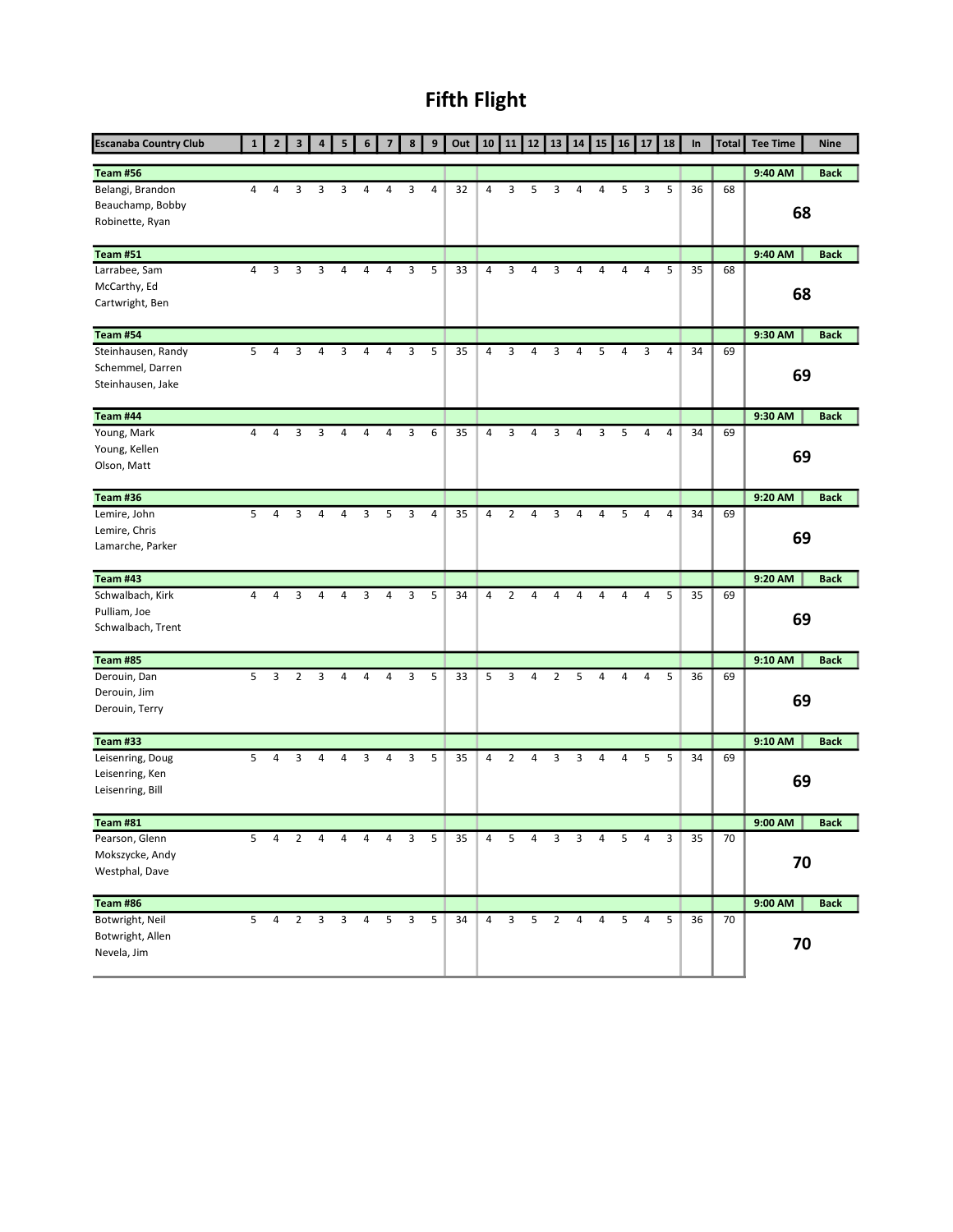# Fifth Flight

| Escanaba Country Club | 1 | 2 | 3 | 4 | 5 | 6 | 7 | 8 | 9 | Out | 10 | 11 | 12 | 13 | 14 | 15 | 16 | 17 | 18 | In | Total | Tee Time | Nine |
|---|---|---|---|---|---|---|---|---|---|---|---|---|---|---|---|---|---|---|---|---|---|---|---|
| **Team #56** | | | | | | | | | | | | | | | | | | | | | | 9:40 AM | Back |
| Belangi, Brandon | 4 | 4 | 3 | 3 | 3 | 4 | 4 | 3 | 4 | 32 | 4 | 3 | 5 | 3 | 4 | 4 | 5 | 3 | 5 | 36 | 68 | **68** | |
| Beauchamp, Bobby | | | | | | | | | | | | | | | | | | | | | | | |
| Robinette, Ryan | | | | | | | | | | | | | | | | | | | | | | | |
| **Team #51** | | | | | | | | | | | | | | | | | | | | | | 9:40 AM | Back |
| Larrabee, Sam | 4 | 3 | 3 | 3 | 4 | 4 | 4 | 3 | 5 | 33 | 4 | 3 | 4 | 3 | 4 | 4 | 4 | 4 | 5 | 35 | 68 | **68** | |
| McCarthy, Ed | | | | | | | | | | | | | | | | | | | | | | | |
| Cartwright, Ben | | | | | | | | | | | | | | | | | | | | | | | |
| **Team #54** | | | | | | | | | | | | | | | | | | | | | | 9:30 AM | Back |
| Steinhausen, Randy | 5 | 4 | 3 | 4 | 3 | 4 | 4 | 3 | 5 | 35 | 4 | 3 | 4 | 3 | 4 | 5 | 4 | 3 | 4 | 34 | 69 | **69** | |
| Schemmel, Darren | | | | | | | | | | | | | | | | | | | | | | | |
| Steinhausen, Jake | | | | | | | | | | | | | | | | | | | | | | | |
| **Team #44** | | | | | | | | | | | | | | | | | | | | | | 9:30 AM | Back |
| Young, Mark | 4 | 4 | 3 | 3 | 4 | 4 | 4 | 3 | 6 | 35 | 4 | 3 | 4 | 3 | 4 | 3 | 5 | 4 | 4 | 34 | 69 | **69** | |
| Young, Kellen | | | | | | | | | | | | | | | | | | | | | | | |
| Olson, Matt | | | | | | | | | | | | | | | | | | | | | | | |
| **Team #36** | | | | | | | | | | | | | | | | | | | | | | 9:20 AM | Back |
| Lemire, John | 5 | 4 | 3 | 4 | 4 | 3 | 5 | 3 | 4 | 35 | 4 | 2 | 4 | 3 | 4 | 4 | 5 | 4 | 4 | 34 | 69 | **69** | |
| Lemire, Chris | | | | | | | | | | | | | | | | | | | | | | | |
| Lamarche, Parker | | | | | | | | | | | | | | | | | | | | | | | |
| **Team #43** | | | | | | | | | | | | | | | | | | | | | | 9:20 AM | Back |
| Schwalbach, Kirk | 4 | 4 | 3 | 4 | 4 | 3 | 4 | 3 | 5 | 34 | 4 | 2 | 4 | 4 | 4 | 4 | 4 | 4 | 5 | 35 | 69 | **69** | |
| Pulliam, Joe | | | | | | | | | | | | | | | | | | | | | | | |
| Schwalbach, Trent | | | | | | | | | | | | | | | | | | | | | | | |
| **Team #85** | | | | | | | | | | | | | | | | | | | | | | 9:10 AM | Back |
| Derouin, Dan | 5 | 3 | 2 | 3 | 4 | 4 | 4 | 3 | 5 | 33 | 5 | 3 | 4 | 2 | 5 | 4 | 4 | 4 | 5 | 36 | 69 | **69** | |
| Derouin, Jim | | | | | | | | | | | | | | | | | | | | | | | |
| Derouin, Terry | | | | | | | | | | | | | | | | | | | | | | | |
| **Team #33** | | | | | | | | | | | | | | | | | | | | | | 9:10 AM | Back |
| Leisenring, Doug | 5 | 4 | 3 | 4 | 4 | 3 | 4 | 3 | 5 | 35 | 4 | 2 | 4 | 3 | 3 | 4 | 4 | 5 | 5 | 34 | 69 | **69** | |
| Leisenring, Ken | | | | | | | | | | | | | | | | | | | | | | | |
| Leisenring, Bill | | | | | | | | | | | | | | | | | | | | | | | |
| **Team #81** | | | | | | | | | | | | | | | | | | | | | | 9:00 AM | Back |
| Pearson, Glenn | 5 | 4 | 2 | 4 | 4 | 4 | 4 | 3 | 5 | 35 | 4 | 5 | 4 | 3 | 3 | 4 | 5 | 4 | 3 | 35 | 70 | **70** | |
| Mokszycke, Andy | | | | | | | | | | | | | | | | | | | | | | | |
| Westphal, Dave | | | | | | | | | | | | | | | | | | | | | | | |
| **Team #86** | | | | | | | | | | | | | | | | | | | | | | 9:00 AM | Back |
| Botwright, Neil | 5 | 4 | 2 | 3 | 3 | 4 | 5 | 3 | 5 | 34 | 4 | 3 | 5 | 2 | 4 | 4 | 5 | 4 | 5 | 36 | 70 | **70** | |
| Botwright, Allen | | | | | | | | | | | | | | | | | | | | | | | |
| Nevela, Jim | | | | | | | | | | | | | | | | | | | | | | | |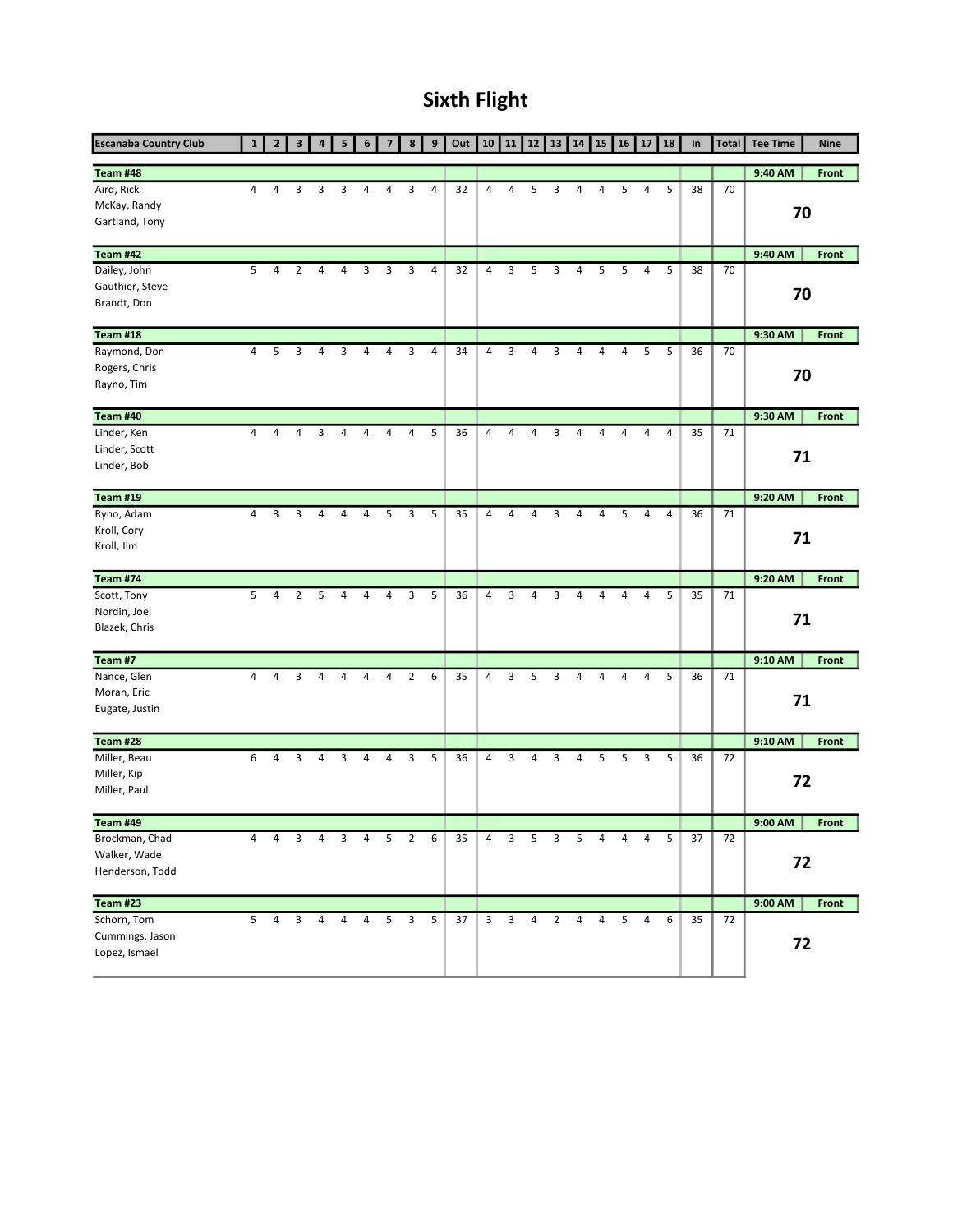# Sixth Flight

| Escanaba Country Club | 1 | 2 | 3 | 4 | 5 | 6 | 7 | 8 | 9 | Out | 10 | 11 | 12 | 13 | 14 | 15 | 16 | 17 | 18 | In | Total | Tee Time | Nine |
|---|---|---|---|---|---|---|---|---|---|---|---|---|---|---|---|---|---|---|---|---|---|---|---|
| **Team #48** | | | | | | | | | | | | | | | | | | | | | | **9:40 AM** | **Front** |
| Aird, Rick | 4 | 4 | 3 | 3 | 3 | 4 | 4 | 3 | 4 | 32 | 4 | 4 | 5 | 3 | 4 | 4 | 5 | 4 | 5 | 38 | 70 | **70** | |
| McKay, Randy | | | | | | | | | | | | | | | | | | | | | | | |
| Gartland, Tony | | | | | | | | | | | | | | | | | | | | | | | |
| **Team #42** | | | | | | | | | | | | | | | | | | | | | | **9:40 AM** | **Front** |
| Dailey, John | 5 | 4 | 2 | 4 | 4 | 3 | 3 | 3 | 4 | 32 | 4 | 3 | 5 | 3 | 4 | 5 | 5 | 4 | 5 | 38 | 70 | **70** | |
| Gauthier, Steve | | | | | | | | | | | | | | | | | | | | | | | |
| Brandt, Don | | | | | | | | | | | | | | | | | | | | | | | |
| **Team #18** | | | | | | | | | | | | | | | | | | | | | | **9:30 AM** | **Front** |
| Raymond, Don | 4 | 5 | 3 | 4 | 3 | 4 | 4 | 3 | 4 | 34 | 4 | 3 | 4 | 3 | 4 | 4 | 4 | 5 | 5 | 36 | 70 | **70** | |
| Rogers, Chris | | | | | | | | | | | | | | | | | | | | | | | |
| Rayno, Tim | | | | | | | | | | | | | | | | | | | | | | | |
| **Team #40** | | | | | | | | | | | | | | | | | | | | | | **9:30 AM** | **Front** |
| Linder, Ken | 4 | 4 | 4 | 3 | 4 | 4 | 4 | 4 | 5 | 36 | 4 | 4 | 4 | 3 | 4 | 4 | 4 | 4 | 4 | 35 | 71 | **71** | |
| Linder, Scott | | | | | | | | | | | | | | | | | | | | | | | |
| Linder, Bob | | | | | | | | | | | | | | | | | | | | | | | |
| **Team #19** | | | | | | | | | | | | | | | | | | | | | | **9:20 AM** | **Front** |
| Ryno, Adam | 4 | 3 | 3 | 4 | 4 | 4 | 5 | 3 | 5 | 35 | 4 | 4 | 4 | 3 | 4 | 4 | 5 | 4 | 4 | 36 | 71 | **71** | |
| Kroll, Cory | | | | | | | | | | | | | | | | | | | | | | | |
| Kroll, Jim | | | | | | | | | | | | | | | | | | | | | | | |
| **Team #74** | | | | | | | | | | | | | | | | | | | | | | **9:20 AM** | **Front** |
| Scott, Tony | 5 | 4 | 2 | 5 | 4 | 4 | 4 | 3 | 5 | 36 | 4 | 3 | 4 | 3 | 4 | 4 | 4 | 4 | 5 | 35 | 71 | **71** | |
| Nordin, Joel | | | | | | | | | | | | | | | | | | | | | | | |
| Blazek, Chris | | | | | | | | | | | | | | | | | | | | | | | |
| **Team #7** | | | | | | | | | | | | | | | | | | | | | | **9:10 AM** | **Front** |
| Nance, Glen | 4 | 4 | 3 | 4 | 4 | 4 | 4 | 2 | 6 | 35 | 4 | 3 | 5 | 3 | 4 | 4 | 4 | 4 | 5 | 36 | 71 | **71** | |
| Moran, Eric | | | | | | | | | | | | | | | | | | | | | | | |
| Eugate, Justin | | | | | | | | | | | | | | | | | | | | | | | |
| **Team #28** | | | | | | | | | | | | | | | | | | | | | | **9:10 AM** | **Front** |
| Miller, Beau | 6 | 4 | 3 | 4 | 3 | 4 | 4 | 3 | 5 | 36 | 4 | 3 | 4 | 3 | 4 | 5 | 5 | 3 | 5 | 36 | 72 | **72** | |
| Miller, Kip | | | | | | | | | | | | | | | | | | | | | | | |
| Miller, Paul | | | | | | | | | | | | | | | | | | | | | | | |
| **Team #49** | | | | | | | | | | | | | | | | | | | | | | **9:00 AM** | **Front** |
| Brockman, Chad | 4 | 4 | 3 | 4 | 3 | 4 | 5 | 2 | 6 | 35 | 4 | 3 | 5 | 3 | 5 | 4 | 4 | 4 | 5 | 37 | 72 | **72** | |
| Walker, Wade | | | | | | | | | | | | | | | | | | | | | | | |
| Henderson, Todd | | | | | | | | | | | | | | | | | | | | | | | |
| **Team #23** | | | | | | | | | | | | | | | | | | | | | | **9:00 AM** | **Front** |
| Schorn, Tom | 5 | 4 | 3 | 4 | 4 | 4 | 5 | 3 | 5 | 37 | 3 | 3 | 4 | 2 | 4 | 4 | 5 | 4 | 6 | 35 | 72 | **72** | |
| Cummings, Jason | | | | | | | | | | | | | | | | | | | | | | | |
| Lopez, Ismael | | | | | | | | | | | | | | | | | | | | | | | |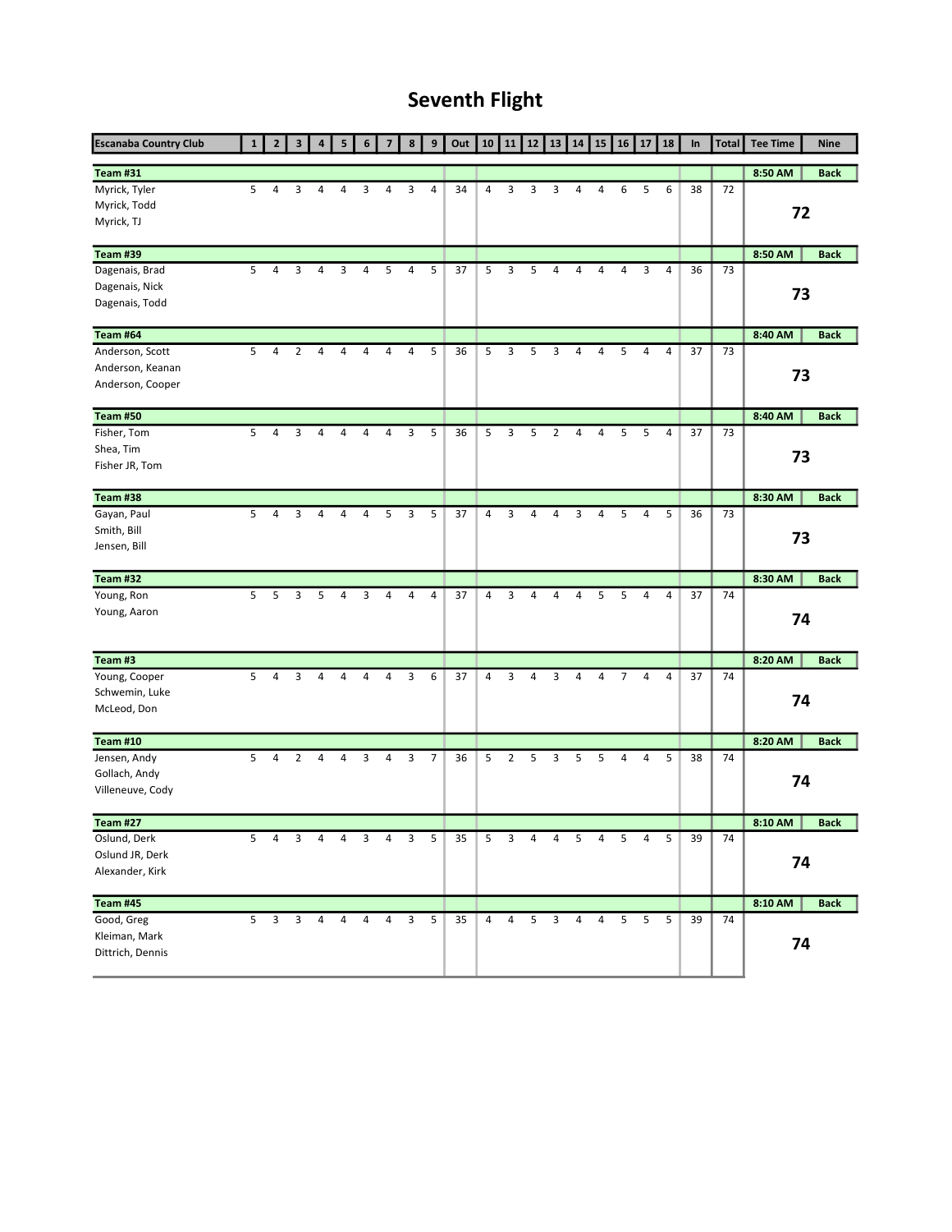# Seventh Flight

| Escanaba Country Club | 1 | 2 | 3 | 4 | 5 | 6 | 7 | 8 | 9 | Out | 10 | 11 | 12 | 13 | 14 | 15 | 16 | 17 | 18 | In | Total | Tee Time | Nine |
|---|---|---|---|---|---|---|---|---|---|---|---|---|---|---|---|---|---|---|---|---|---|---|---|
| **Team #31** | | | | | | | | | | | | | | | | | | | | | | 8:50 AM | Back |
| Myrick, Tyler | 5 | 4 | 3 | 4 | 4 | 3 | 4 | 3 | 4 | 34 | 4 | 3 | 3 | 3 | 4 | 4 | 6 | 5 | 6 | 38 | 72 | **72** | |
| Myrick, Todd | | | | | | | | | | | | | | | | | | | | | | | |
| Myrick, TJ | | | | | | | | | | | | | | | | | | | | | | | |
| **Team #39** | | | | | | | | | | | | | | | | | | | | | | 8:50 AM | Back |
| Dagenais, Brad | 5 | 4 | 3 | 4 | 3 | 4 | 5 | 4 | 5 | 37 | 5 | 3 | 5 | 4 | 4 | 4 | 4 | 3 | 4 | 36 | 73 | **73** | |
| Dagenais, Nick | | | | | | | | | | | | | | | | | | | | | | | |
| Dagenais, Todd | | | | | | | | | | | | | | | | | | | | | | | |
| **Team #64** | | | | | | | | | | | | | | | | | | | | | | 8:40 AM | Back |
| Anderson, Scott | 5 | 4 | 2 | 4 | 4 | 4 | 4 | 4 | 5 | 36 | 5 | 3 | 5 | 3 | 4 | 4 | 5 | 4 | 4 | 37 | 73 | **73** | |
| Anderson, Keanan | | | | | | | | | | | | | | | | | | | | | | | |
| Anderson, Cooper | | | | | | | | | | | | | | | | | | | | | | | |
| **Team #50** | | | | | | | | | | | | | | | | | | | | | | 8:40 AM | Back |
| Fisher, Tom | 5 | 4 | 3 | 4 | 4 | 4 | 4 | 3 | 5 | 36 | 5 | 3 | 5 | 2 | 4 | 4 | 5 | 5 | 4 | 37 | 73 | **73** | |
| Shea, Tim | | | | | | | | | | | | | | | | | | | | | | | |
| Fisher JR, Tom | | | | | | | | | | | | | | | | | | | | | | | |
| **Team #38** | | | | | | | | | | | | | | | | | | | | | | 8:30 AM | Back |
| Gayan, Paul | 5 | 4 | 3 | 4 | 4 | 4 | 5 | 3 | 5 | 37 | 4 | 3 | 4 | 4 | 3 | 4 | 5 | 4 | 5 | 36 | 73 | **73** | |
| Smith, Bill | | | | | | | | | | | | | | | | | | | | | | | |
| Jensen, Bill | | | | | | | | | | | | | | | | | | | | | | | |
| **Team #32** | | | | | | | | | | | | | | | | | | | | | | 8:30 AM | Back |
| Young, Ron | 5 | 5 | 3 | 5 | 4 | 3 | 4 | 4 | 4 | 37 | 4 | 3 | 4 | 4 | 4 | 5 | 5 | 4 | 4 | 37 | 74 | **74** | |
| Young, Aaron | | | | | | | | | | | | | | | | | | | | | | | |
| **Team #3** | | | | | | | | | | | | | | | | | | | | | | 8:20 AM | Back |
| Young, Cooper | 5 | 4 | 3 | 4 | 4 | 4 | 4 | 3 | 6 | 37 | 4 | 3 | 4 | 3 | 4 | 4 | 7 | 4 | 4 | 37 | 74 | **74** | |
| Schwemin, Luke | | | | | | | | | | | | | | | | | | | | | | | |
| McLeod, Don | | | | | | | | | | | | | | | | | | | | | | | |
| **Team #10** | | | | | | | | | | | | | | | | | | | | | | 8:20 AM | Back |
| Jensen, Andy | 5 | 4 | 2 | 4 | 4 | 3 | 4 | 3 | 7 | 36 | 5 | 2 | 5 | 3 | 5 | 5 | 4 | 4 | 5 | 38 | 74 | **74** | |
| Gollach, Andy | | | | | | | | | | | | | | | | | | | | | | | |
| Villeneuve, Cody | | | | | | | | | | | | | | | | | | | | | | | |
| **Team #27** | | | | | | | | | | | | | | | | | | | | | | 8:10 AM | Back |
| Oslund, Derk | 5 | 4 | 3 | 4 | 4 | 3 | 4 | 3 | 5 | 35 | 5 | 3 | 4 | 4 | 5 | 4 | 5 | 4 | 5 | 39 | 74 | **74** | |
| Oslund JR, Derk | | | | | | | | | | | | | | | | | | | | | | | |
| Alexander, Kirk | | | | | | | | | | | | | | | | | | | | | | | |
| **Team #45** | | | | | | | | | | | | | | | | | | | | | | 8:10 AM | Back |
| Good, Greg | 5 | 3 | 3 | 4 | 4 | 4 | 4 | 3 | 5 | 35 | 4 | 4 | 5 | 3 | 4 | 4 | 5 | 5 | 5 | 39 | 74 | **74** | |
| Kleiman, Mark | | | | | | | | | | | | | | | | | | | | | | | |
| Dittrich, Dennis | | | | | | | | | | | | | | | | | | | | | | | |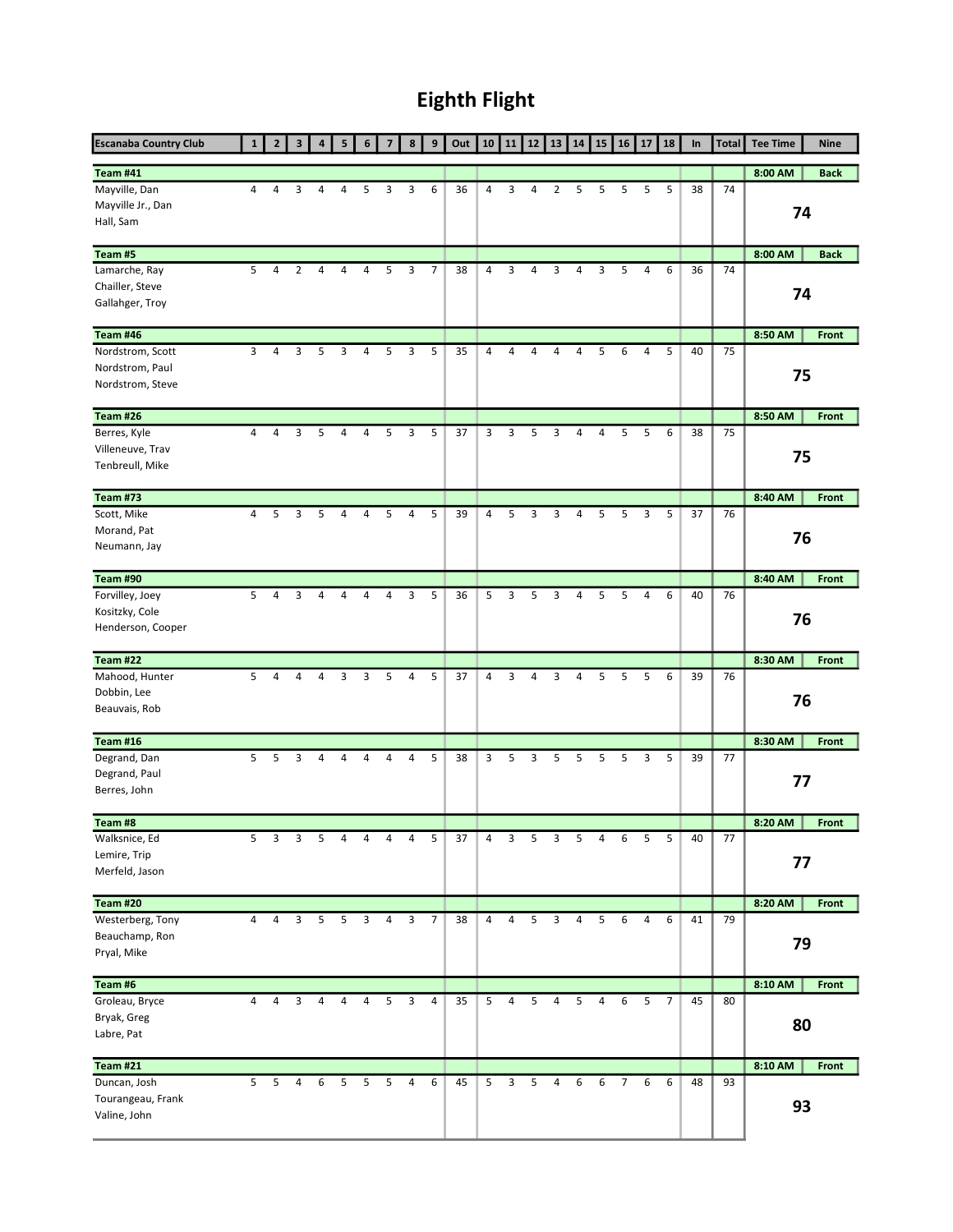# Eighth Flight

| Escanaba Country Club | 1 | 2 | 3 | 4 | 5 | 6 | 7 | 8 | 9 | Out | 10 | 11 | 12 | 13 | 14 | 15 | 16 | 17 | 18 | In | Total | Tee Time | Nine |
|---|---|---|---|---|---|---|---|---|---|---|---|---|---|---|---|---|---|---|---|---|---|---|---|
| **Team #41** | | | | | | | | | | | | | | | | | | | | | | 8:00 AM | Back |
| Mayville, Dan | 4 | 4 | 3 | 4 | 4 | 5 | 3 | 3 | 6 | 36 | 4 | 3 | 4 | 2 | 5 | 5 | 5 | 5 | 5 | 38 | 74 | **74** | |
| Mayville Jr., Dan | | | | | | | | | | | | | | | | | | | | | | | |
| Hall, Sam | | | | | | | | | | | | | | | | | | | | | | | |
| **Team #5** | | | | | | | | | | | | | | | | | | | | | | 8:00 AM | Back |
| Lamarche, Ray | 5 | 4 | 2 | 4 | 4 | 4 | 5 | 3 | 7 | 38 | 4 | 3 | 4 | 3 | 4 | 3 | 5 | 4 | 6 | 36 | 74 | **74** | |
| Chailler, Steve | | | | | | | | | | | | | | | | | | | | | | | |
| Gallahger, Troy | | | | | | | | | | | | | | | | | | | | | | | |
| **Team #46** | | | | | | | | | | | | | | | | | | | | | | 8:50 AM | Front |
| Nordstrom, Scott | 3 | 4 | 3 | 5 | 3 | 4 | 5 | 3 | 5 | 35 | 4 | 4 | 4 | 4 | 4 | 5 | 6 | 4 | 5 | 40 | 75 | **75** | |
| Nordstrom, Paul | | | | | | | | | | | | | | | | | | | | | | | |
| Nordstrom, Steve | | | | | | | | | | | | | | | | | | | | | | | |
| **Team #26** | | | | | | | | | | | | | | | | | | | | | | 8:50 AM | Front |
| Berres, Kyle | 4 | 4 | 3 | 5 | 4 | 4 | 5 | 3 | 5 | 37 | 3 | 3 | 5 | 3 | 4 | 4 | 5 | 5 | 6 | 38 | 75 | **75** | |
| Villeneuve, Trav | | | | | | | | | | | | | | | | | | | | | | | |
| Tenbreull, Mike | | | | | | | | | | | | | | | | | | | | | | | |
| **Team #73** | | | | | | | | | | | | | | | | | | | | | | 8:40 AM | Front |
| Scott, Mike | 4 | 5 | 3 | 5 | 4 | 4 | 5 | 4 | 5 | 39 | 4 | 5 | 3 | 3 | 4 | 5 | 5 | 3 | 5 | 37 | 76 | **76** | |
| Morand, Pat | | | | | | | | | | | | | | | | | | | | | | | |
| Neumann, Jay | | | | | | | | | | | | | | | | | | | | | | | |
| **Team #90** | | | | | | | | | | | | | | | | | | | | | | 8:40 AM | Front |
| Forvilley, Joey | 5 | 4 | 3 | 4 | 4 | 4 | 4 | 3 | 5 | 36 | 5 | 3 | 5 | 3 | 4 | 5 | 5 | 4 | 6 | 40 | 76 | **76** | |
| Kositzky, Cole | | | | | | | | | | | | | | | | | | | | | | | |
| Henderson, Cooper | | | | | | | | | | | | | | | | | | | | | | | |
| **Team #22** | | | | | | | | | | | | | | | | | | | | | | 8:30 AM | Front |
| Mahood, Hunter | 5 | 4 | 4 | 4 | 3 | 3 | 5 | 4 | 5 | 37 | 4 | 3 | 4 | 3 | 4 | 5 | 5 | 5 | 6 | 39 | 76 | **76** | |
| Dobbin, Lee | | | | | | | | | | | | | | | | | | | | | | | |
| Beauvais, Rob | | | | | | | | | | | | | | | | | | | | | | | |
| **Team #16** | | | | | | | | | | | | | | | | | | | | | | 8:30 AM | Front |
| Degrand, Dan | 5 | 5 | 3 | 4 | 4 | 4 | 4 | 4 | 5 | 38 | 3 | 5 | 3 | 5 | 5 | 5 | 5 | 3 | 5 | 39 | 77 | **77** | |
| Degrand, Paul | | | | | | | | | | | | | | | | | | | | | | | |
| Berres, John | | | | | | | | | | | | | | | | | | | | | | | |
| **Team #8** | | | | | | | | | | | | | | | | | | | | | | 8:20 AM | Front |
| Walksnice, Ed | 5 | 3 | 3 | 5 | 4 | 4 | 4 | 4 | 5 | 37 | 4 | 3 | 5 | 3 | 5 | 4 | 6 | 5 | 5 | 40 | 77 | **77** | |
| Lemire, Trip | | | | | | | | | | | | | | | | | | | | | | | |
| Merfeld, Jason | | | | | | | | | | | | | | | | | | | | | | | |
| **Team #20** | | | | | | | | | | | | | | | | | | | | | | 8:20 AM | Front |
| Westerberg, Tony | 4 | 4 | 3 | 5 | 5 | 3 | 4 | 3 | 7 | 38 | 4 | 4 | 5 | 3 | 4 | 5 | 6 | 4 | 6 | 41 | 79 | **79** | |
| Beauchamp, Ron | | | | | | | | | | | | | | | | | | | | | | | |
| Pryal, Mike | | | | | | | | | | | | | | | | | | | | | | | |
| **Team #6** | | | | | | | | | | | | | | | | | | | | | | 8:10 AM | Front |
| Groleau, Bryce | 4 | 4 | 3 | 4 | 4 | 4 | 5 | 3 | 4 | 35 | 5 | 4 | 5 | 4 | 5 | 4 | 6 | 5 | 7 | 45 | 80 | **80** | |
| Bryak, Greg | | | | | | | | | | | | | | | | | | | | | | | |
| Labre, Pat | | | | | | | | | | | | | | | | | | | | | | | |
| **Team #21** | | | | | | | | | | | | | | | | | | | | | | 8:10 AM | Front |
| Duncan, Josh | 5 | 5 | 4 | 6 | 5 | 5 | 5 | 4 | 6 | 45 | 5 | 3 | 5 | 4 | 6 | 6 | 7 | 6 | 6 | 48 | 93 | **93** | |
| Tourangeau, Frank | | | | | | | | | | | | | | | | | | | | | | | |
| Valine, John | | | | | | | | | | | | | | | | | | | | | | | |